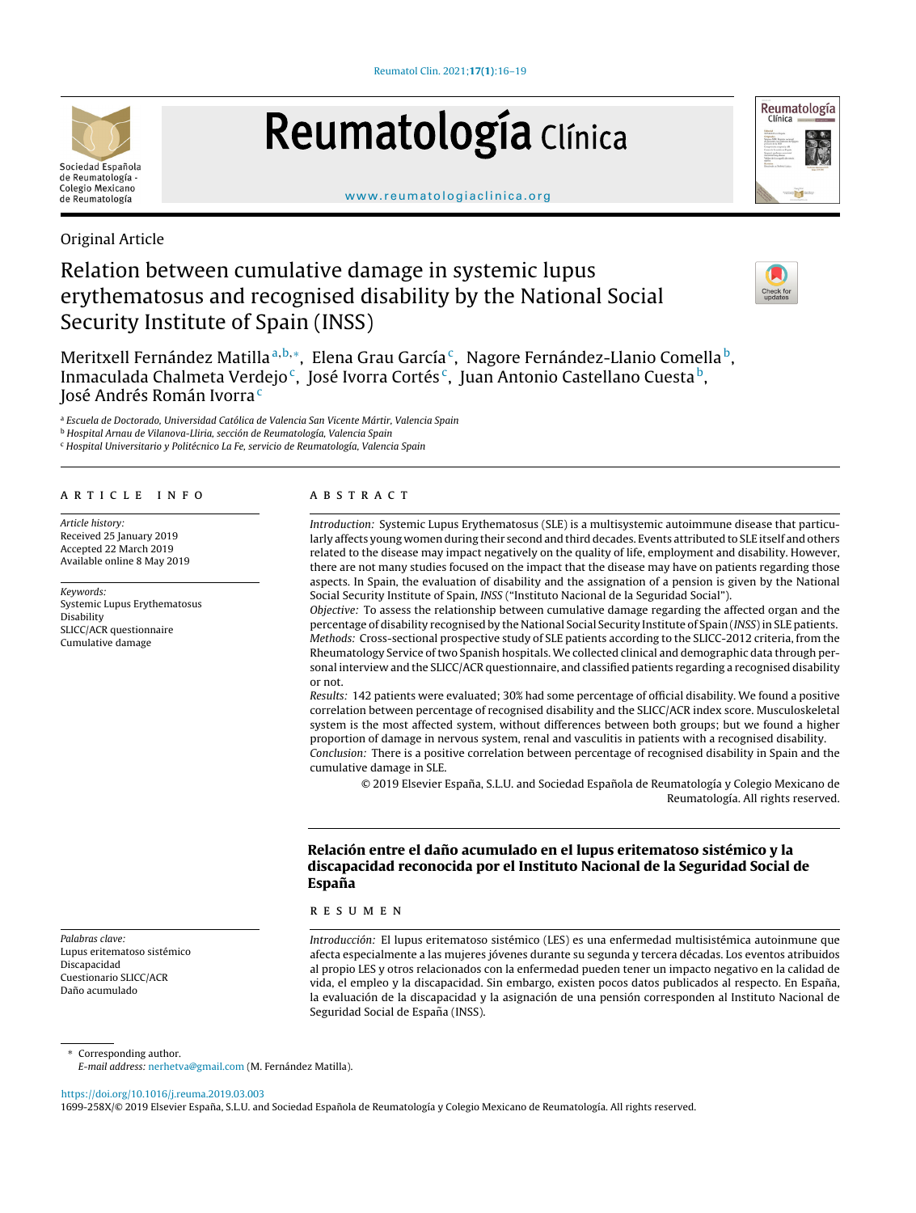Original Article

# Relation between cumulative damage in systemic lupus erythematosus and recognised disability by the National Social Security Institute of Spain (INSS)

Meritxell Fernández Matilla[a,b,*], Elena Grau García[c], Nagore Fernández-Llanio Comella[b], Inmaculada Chalmeta Verdejo[c], José Ivorra Cortés[c], Juan Antonio Castellano Cuesta[b], José Andrés Román Ivorra[c]

[a] *Escuela de Doctorado, Universidad Católica de Valencia San Vicente Mártir, Valencia Spain*
[b] *Hospital Arnau de Vilanova-Lliria, sección de Reumatología, Valencia Spain*
[c] *Hospital Universitario y Politécnico La Fe, servicio de Reumatología, Valencia Spain*

## ARTICLE INFO

*Article history:*
Received 25 January 2019
Accepted 22 March 2019
Available online 8 May 2019

*Keywords:*
Systemic Lupus Erythematosus
Disability
SLICC/ACR questionnaire
Cumulative damage

## ABSTRACT

*Introduction:* Systemic Lupus Erythematosus (SLE) is a multisystemic autoimmune disease that particularly affects young women during their second and third decades. Events attributed to SLE itself and others related to the disease may impact negatively on the quality of life, employment and disability. However, there are not many studies focused on the impact that the disease may have on patients regarding those aspects. In Spain, the evaluation of disability and the assignation of a pension is given by the National Social Security Institute of Spain, *INSS* ("Instituto Nacional de la Seguridad Social").

*Objective:* To assess the relationship between cumulative damage regarding the affected organ and the percentage of disability recognised by the National Social Security Institute of Spain (*INSS*) in SLE patients.

*Methods:* Cross-sectional prospective study of SLE patients according to the SLICC-2012 criteria, from the Rheumatology Service of two Spanish hospitals. We collected clinical and demographic data through personal interview and the SLICC/ACR questionnaire, and classified patients regarding a recognised disability or not.

*Results:* 142 patients were evaluated; 30% had some percentage of official disability. We found a positive correlation between percentage of recognised disability and the SLICC/ACR index score. Musculoskeletal system is the most affected system, without differences between both groups; but we found a higher proportion of damage in nervous system, renal and vasculitis in patients with a recognised disability.

*Conclusion:* There is a positive correlation between percentage of recognised disability in Spain and the cumulative damage in SLE.

© 2019 Elsevier España, S.L.U. and Sociedad Española de Reumatología y Colegio Mexicano de Reumatología. All rights reserved.

## Relación entre el daño acumulado en el lupus eritematoso sistémico y la discapacidad reconocida por el Instituto Nacional de la Seguridad Social de España

*Palabras clave:*
Lupus eritematoso sistémico
Discapacidad
Cuestionario SLICC/ACR
Daño acumulado

## RESUMEN

*Introducción:* El lupus eritematoso sistémico (LES) es una enfermedad multisistémica autoinmune que afecta especialmente a las mujeres jóvenes durante su segunda y tercera décadas. Los eventos atribuidos al propio LES y otros relacionados con la enfermedad pueden tener un impacto negativo en la calidad de vida, el empleo y la discapacidad. Sin embargo, existen pocos datos publicados al respecto. En España, la evaluación de la discapacidad y la asignación de una pensión corresponden al Instituto Nacional de Seguridad Social de España (INSS).

\* Corresponding author.
*E-mail address:* nerhetva@gmail.com (M. Fernández Matilla).

https://doi.org/10.1016/j.reuma.2019.03.003
1699-258X/© 2019 Elsevier España, S.L.U. and Sociedad Española de Reumatología y Colegio Mexicano de Reumatología. All rights reserved.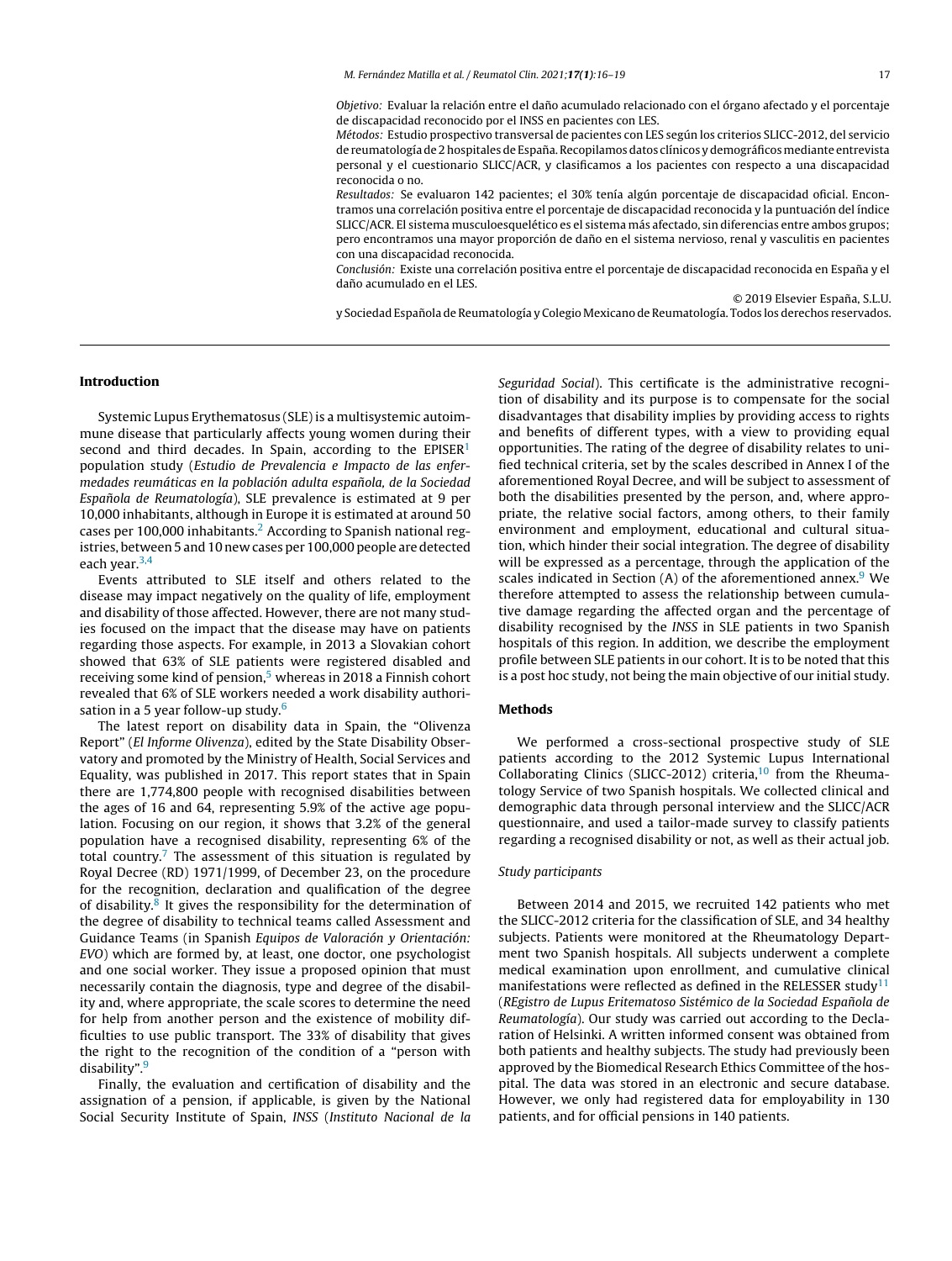*Objetivo:* Evaluar la relación entre el daño acumulado relacionado con el órgano afectado y el porcentaje de discapacidad reconocido por el INSS en pacientes con LES.

*Métodos:* Estudio prospectivo transversal de pacientes con LES según los criterios SLICC-2012, del servicio de reumatología de 2 hospitales de España. Recopilamos datos clínicos y demográficos mediante entrevista personal y el cuestionario SLICC/ACR, y clasificamos a los pacientes con respecto a una discapacidad reconocida o no.

*Resultados:* Se evaluaron 142 pacientes; el 30% tenía algún porcentaje de discapacidad oficial. Encontramos una correlación positiva entre el porcentaje de discapacidad reconocida y la puntuación del índice SLICC/ACR. El sistema musculoesquelético es el sistema más afectado, sin diferencias entre ambos grupos; pero encontramos una mayor proporción de daño en el sistema nervioso, renal y vasculitis en pacientes con una discapacidad reconocida.

*Conclusión:* Existe una correlación positiva entre el porcentaje de discapacidad reconocida en España y el daño acumulado en el LES.

© 2019 Elsevier España, S.L.U. y Sociedad Española de Reumatología y Colegio Mexicano de Reumatología. Todos los derechos reservados.

## Introduction

Systemic Lupus Erythematosus (SLE) is a multisystemic autoimmune disease that particularly affects young women during their second and third decades. In Spain, according to the EPISER[1] population study (*Estudio de Prevalencia e Impacto de las enfermedades reumáticas en la población adulta española, de la Sociedad Española de Reumatología*), SLE prevalence is estimated at 9 per 10,000 inhabitants, although in Europe it is estimated at around 50 cases per 100,000 inhabitants.[2] According to Spanish national registries, between 5 and 10 new cases per 100,000 people are detected each year.[3,4]

Events attributed to SLE itself and others related to the disease may impact negatively on the quality of life, employment and disability of those affected. However, there are not many studies focused on the impact that the disease may have on patients regarding those aspects. For example, in 2013 a Slovakian cohort showed that 63% of SLE patients were registered disabled and receiving some kind of pension,[5] whereas in 2018 a Finnish cohort revealed that 6% of SLE workers needed a work disability authorisation in a 5 year follow-up study.[6]

The latest report on disability data in Spain, the "Olivenza Report" (*El Informe Olivenza*), edited by the State Disability Observatory and promoted by the Ministry of Health, Social Services and Equality, was published in 2017. This report states that in Spain there are 1,774,800 people with recognised disabilities between the ages of 16 and 64, representing 5.9% of the active age population. Focusing on our region, it shows that 3.2% of the general population have a recognised disability, representing 6% of the total country.[7] The assessment of this situation is regulated by Royal Decree (RD) 1971/1999, of December 23, on the procedure for the recognition, declaration and qualification of the degree of disability.[8] It gives the responsibility for the determination of the degree of disability to technical teams called Assessment and Guidance Teams (in Spanish *Equipos de Valoración y Orientación: EVO*) which are formed by, at least, one doctor, one psychologist and one social worker. They issue a proposed opinion that must necessarily contain the diagnosis, type and degree of the disability and, where appropriate, the scale scores to determine the need for help from another person and the existence of mobility difficulties to use public transport. The 33% of disability that gives the right to the recognition of the condition of a "person with disability".[9]

Finally, the evaluation and certification of disability and the assignation of a pension, if applicable, is given by the National Social Security Institute of Spain, *INSS* (*Instituto Nacional de la Seguridad Social*). This certificate is the administrative recognition of disability and its purpose is to compensate for the social disadvantages that disability implies by providing access to rights and benefits of different types, with a view to providing equal opportunities. The rating of the degree of disability relates to unified technical criteria, set by the scales described in Annex I of the aforementioned Royal Decree, and will be subject to assessment of both the disabilities presented by the person, and, where appropriate, the relative social factors, among others, to their family environment and employment, educational and cultural situation, which hinder their social integration. The degree of disability will be expressed as a percentage, through the application of the scales indicated in Section (A) of the aforementioned annex.[9] We therefore attempted to assess the relationship between cumulative damage regarding the affected organ and the percentage of disability recognised by the *INSS* in SLE patients in two Spanish hospitals of this region. In addition, we describe the employment profile between SLE patients in our cohort. It is to be noted that this is a post hoc study, not being the main objective of our initial study.

## Methods

We performed a cross-sectional prospective study of SLE patients according to the 2012 Systemic Lupus International Collaborating Clinics (SLICC-2012) criteria,[10] from the Rheumatology Service of two Spanish hospitals. We collected clinical and demographic data through personal interview and the SLICC/ACR questionnaire, and used a tailor-made survey to classify patients regarding a recognised disability or not, as well as their actual job.

### *Study participants*

Between 2014 and 2015, we recruited 142 patients who met the SLICC-2012 criteria for the classification of SLE, and 34 healthy subjects. Patients were monitored at the Rheumatology Department two Spanish hospitals. All subjects underwent a complete medical examination upon enrollment, and cumulative clinical manifestations were reflected as defined in the RELESSER study[11] (*REgistro de Lupus Eritematoso Sistémico de la Sociedad Española de Reumatología*). Our study was carried out according to the Declaration of Helsinki. A written informed consent was obtained from both patients and healthy subjects. The study had previously been approved by the Biomedical Research Ethics Committee of the hospital. The data was stored in an electronic and secure database. However, we only had registered data for employability in 130 patients, and for official pensions in 140 patients.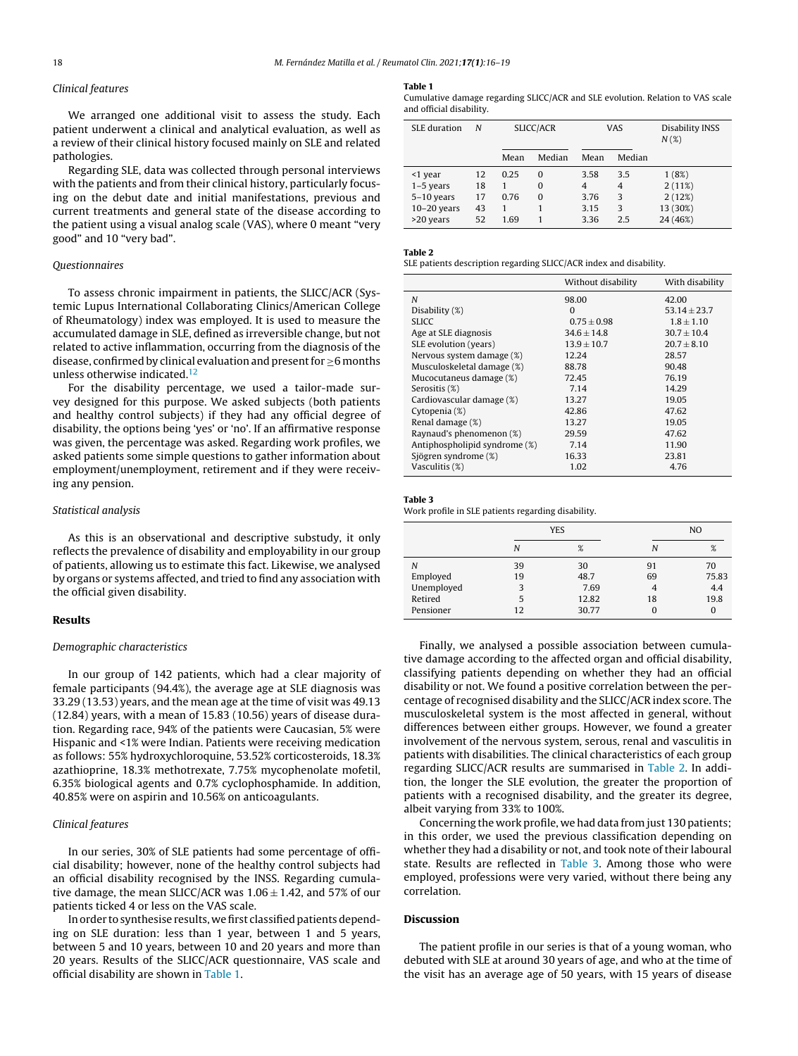### Clinical features

We arranged one additional visit to assess the study. Each patient underwent a clinical and analytical evaluation, as well as a review of their clinical history focused mainly on SLE and related pathologies.

Regarding SLE, data was collected through personal interviews with the patients and from their clinical history, particularly focusing on the debut date and initial manifestations, previous and current treatments and general state of the disease according to the patient using a visual analog scale (VAS), where 0 meant "very good" and 10 "very bad".

### Questionnaires

To assess chronic impairment in patients, the SLICC/ACR (Systemic Lupus International Collaborating Clinics/American College of Rheumatology) index was employed. It is used to measure the accumulated damage in SLE, defined as irreversible change, but not related to active inflammation, occurring from the diagnosis of the disease, confirmed by clinical evaluation and present for ≥6 months unless otherwise indicated.[12]

For the disability percentage, we used a tailor-made survey designed for this purpose. We asked subjects (both patients and healthy control subjects) if they had any official degree of disability, the options being 'yes' or 'no'. If an affirmative response was given, the percentage was asked. Regarding work profiles, we asked patients some simple questions to gather information about employment/unemployment, retirement and if they were receiving any pension.

### Statistical analysis

As this is an observational and descriptive substudy, it only reflects the prevalence of disability and employability in our group of patients, allowing us to estimate this fact. Likewise, we analysed by organs or systems affected, and tried to find any association with the official given disability.

## Results

### Demographic characteristics

In our group of 142 patients, which had a clear majority of female participants (94.4%), the average age at SLE diagnosis was 33.29 (13.53) years, and the mean age at the time of visit was 49.13 (12.84) years, with a mean of 15.83 (10.56) years of disease duration. Regarding race, 94% of the patients were Caucasian, 5% were Hispanic and <1% were Indian. Patients were receiving medication as follows: 55% hydroxychloroquine, 53.52% corticosteroids, 18.3% azathioprine, 18.3% methotrexate, 7.75% mycophenolate mofetil, 6.35% biological agents and 0.7% cyclophosphamide. In addition, 40.85% were on aspirin and 10.56% on anticoagulants.

### Clinical features

In our series, 30% of SLE patients had some percentage of official disability; however, none of the healthy control subjects had an official disability recognised by the INSS. Regarding cumulative damage, the mean SLICC/ACR was 1.06 ± 1.42, and 57% of our patients ticked 4 or less on the VAS scale.

In order to synthesise results, we first classified patients depending on SLE duration: less than 1 year, between 1 and 5 years, between 5 and 10 years, between 10 and 20 years and more than 20 years. Results of the SLICC/ACR questionnaire, VAS scale and official disability are shown in Table 1.

**Table 1**
Cumulative damage regarding SLICC/ACR and SLE evolution. Relation to VAS scale and official disability.

| SLE duration | N | SLICC/ACR | | VAS | | Disability INSS N (%) |
|---|---|---|---|---|---|---|
| | | Mean | Median | Mean | Median | |
| <1 year | 12 | 0.25 | 0 | 3.58 | 3.5 | 1 (8%) |
| 1–5 years | 18 | 1 | 0 | 4 | 4 | 2 (11%) |
| 5–10 years | 17 | 0.76 | 0 | 3.76 | 3 | 2 (12%) |
| 10–20 years | 43 | 1 | 1 | 3.15 | 3 | 13 (30%) |
| >20 years | 52 | 1.69 | 1 | 3.36 | 2.5 | 24 (46%) |

**Table 2**
SLE patients description regarding SLICC/ACR index and disability.

| | Without disability | With disability |
|---|---|---|
| N | 98.00 | 42.00 |
| Disability (%) | 0 | 53.14 ± 23.7 |
| SLICC | 0.75 ± 0.98 | 1.8 ± 1.10 |
| Age at SLE diagnosis | 34.6 ± 14.8 | 30.7 ± 10.4 |
| SLE evolution (years) | 13.9 ± 10.7 | 20.7 ± 8.10 |
| Nervous system damage (%) | 12.24 | 28.57 |
| Musculoskeletal damage (%) | 88.78 | 90.48 |
| Mucocutaneus damage (%) | 72.45 | 76.19 |
| Serositis (%) | 7.14 | 14.29 |
| Cardiovascular damage (%) | 13.27 | 19.05 |
| Cytopenia (%) | 42.86 | 47.62 |
| Renal damage (%) | 13.27 | 19.05 |
| Raynaud's phenomenon (%) | 29.59 | 47.62 |
| Antiphospholipid syndrome (%) | 7.14 | 11.90 |
| Sjögren syndrome (%) | 16.33 | 23.81 |
| Vasculitis (%) | 1.02 | 4.76 |

**Table 3**
Work profile in SLE patients regarding disability.

| | YES | | NO | |
|---|---|---|---|---|
| | N | % | N | % |
| N | 39 | 30 | 91 | 70 |
| Employed | 19 | 48.7 | 69 | 75.83 |
| Unemployed | 3 | 7.69 | 4 | 4.4 |
| Retired | 5 | 12.82 | 18 | 19.8 |
| Pensioner | 12 | 30.77 | 0 | 0 |

Finally, we analysed a possible association between cumulative damage according to the affected organ and official disability, classifying patients depending on whether they had an official disability or not. We found a positive correlation between the percentage of recognised disability and the SLICC/ACR index score. The musculoskeletal system is the most affected in general, without differences between either groups. However, we found a greater involvement of the nervous system, serous, renal and vasculitis in patients with disabilities. The clinical characteristics of each group regarding SLICC/ACR results are summarised in Table 2. In addition, the longer the SLE evolution, the greater the proportion of patients with a recognised disability, and the greater its degree, albeit varying from 33% to 100%.

Concerning the work profile, we had data from just 130 patients; in this order, we used the previous classification depending on whether they had a disability or not, and took note of their laboural state. Results are reflected in Table 3. Among those who were employed, professions were very varied, without there being any correlation.

## Discussion

The patient profile in our series is that of a young woman, who debuted with SLE at around 30 years of age, and who at the time of the visit has an average age of 50 years, with 15 years of disease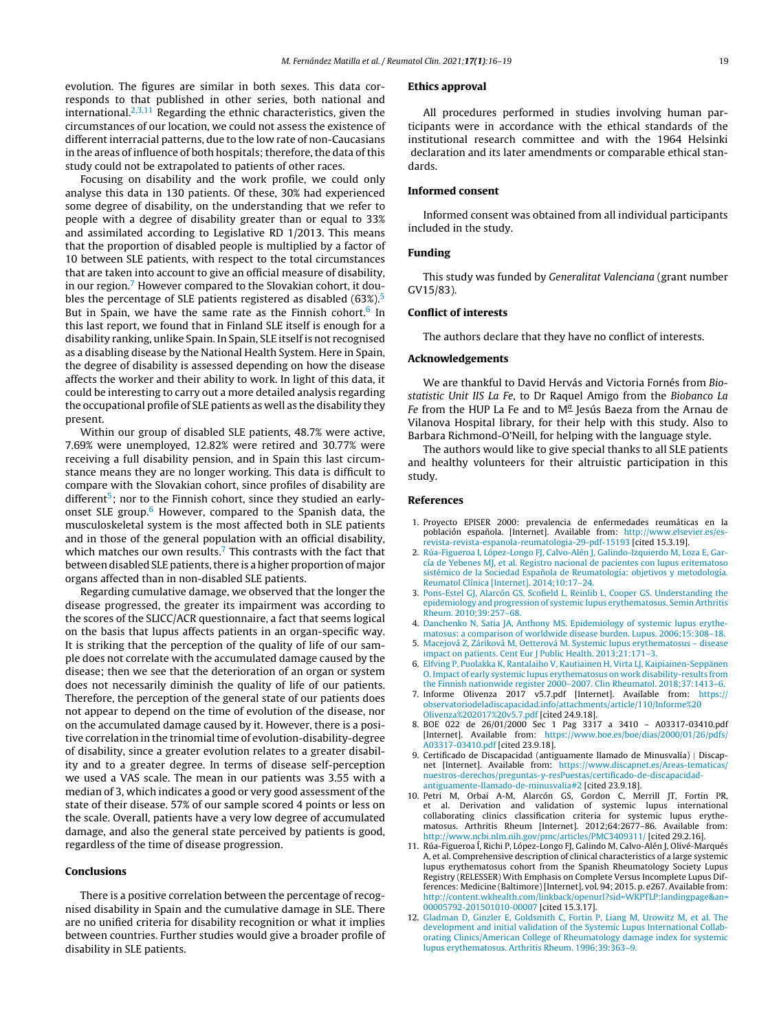evolution. The figures are similar in both sexes. This data corresponds to that published in other series, both national and international.[2,3,11] Regarding the ethnic characteristics, given the circumstances of our location, we could not assess the existence of different interracial patterns, due to the low rate of non-Caucasians in the areas of influence of both hospitals; therefore, the data of this study could not be extrapolated to patients of other races.

Focusing on disability and the work profile, we could only analyse this data in 130 patients. Of these, 30% had experienced some degree of disability, on the understanding that we refer to people with a degree of disability greater than or equal to 33% and assimilated according to Legislative RD 1/2013. This means that the proportion of disabled people is multiplied by a factor of 10 between SLE patients, with respect to the total circumstances that are taken into account to give an official measure of disability, in our region.[7] However compared to the Slovakian cohort, it doubles the percentage of SLE patients registered as disabled (63%).[5] But in Spain, we have the same rate as the Finnish cohort.[6] In this last report, we found that in Finland SLE itself is enough for a disability ranking, unlike Spain. In Spain, SLE itself is not recognised as a disabling disease by the National Health System. Here in Spain, the degree of disability is assessed depending on how the disease affects the worker and their ability to work. In light of this data, it could be interesting to carry out a more detailed analysis regarding the occupational profile of SLE patients as well as the disability they present.

Within our group of disabled SLE patients, 48.7% were active, 7.69% were unemployed, 12.82% were retired and 30.77% were receiving a full disability pension, and in Spain this last circumstance means they are no longer working. This data is difficult to compare with the Slovakian cohort, since profiles of disability are different[5]; nor to the Finnish cohort, since they studied an early-onset SLE group.[6] However, compared to the Spanish data, the musculoskeletal system is the most affected both in SLE patients and in those of the general population with an official disability, which matches our own results.[7] This contrasts with the fact that between disabled SLE patients, there is a higher proportion of major organs affected than in non-disabled SLE patients.

Regarding cumulative damage, we observed that the longer the disease progressed, the greater its impairment was according to the scores of the SLICC/ACR questionnaire, a fact that seems logical on the basis that lupus affects patients in an organ-specific way. It is striking that the perception of the quality of life of our sample does not correlate with the accumulated damage caused by the disease; then we see that the deterioration of an organ or system does not necessarily diminish the quality of life of our patients. Therefore, the perception of the general state of our patients does not appear to depend on the time of evolution of the disease, nor on the accumulated damage caused by it. However, there is a positive correlation in the trinomial time of evolution-disability-degree of disability, since a greater evolution relates to a greater disability and to a greater degree. In terms of disease self-perception we used a VAS scale. The mean in our patients was 3.55 with a median of 3, which indicates a good or very good assessment of the state of their disease. 57% of our sample scored 4 points or less on the scale. Overall, patients have a very low degree of accumulated damage, and also the general state perceived by patients is good, regardless of the time of disease progression.

## Conclusions

There is a positive correlation between the percentage of recognised disability in Spain and the cumulative damage in SLE. There are no unified criteria for disability recognition or what it implies between countries. Further studies would give a broader profile of disability in SLE patients.

## Ethics approval

All procedures performed in studies involving human participants were in accordance with the ethical standards of the institutional research committee and with the 1964 Helsinki declaration and its later amendments or comparable ethical standards.

## Informed consent

Informed consent was obtained from all individual participants included in the study.

## Funding

This study was funded by *Generalitat Valenciana* (grant number GV15/83).

## Conflict of interests

The authors declare that they have no conflict of interests.

## Acknowledgements

We are thankful to David Hervás and Victoria Fornés from *Biostatistic Unit IIS La Fe*, to Dr Raquel Amigo from the *Biobanco La Fe* from the HUP La Fe and to Mª Jesús Baeza from the Arnau de Vilanova Hospital library, for their help with this study. Also to Barbara Richmond-O'Neill, for helping with the language style.

The authors would like to give special thanks to all SLE patients and healthy volunteers for their altruistic participation in this study.

## References

1. Proyecto EPISER 2000: prevalencia de enfermedades reumáticas en la población española. [Internet]. Available from: http://www.elsevier.es/es-revista-revista-espanola-reumatologia-29-pdf-15193 [cited 15.3.19].
2. Rúa-Figueroa I, López-Longo FJ, Calvo-Alén J, Galindo-Izquierdo M, Loza E, García de Yebenes MJ, et al. Registro nacional de pacientes con lupus eritematoso sistémico de la Sociedad Española de Reumatología: objetivos y metodología. Reumatol Clínica [Internet]. 2014;10:17–24.
3. Pons-Estel GJ, Alarcón GS, Scofield L, Reinlib L, Cooper GS. Understanding the epidemiology and progression of systemic lupus erythematosus. Semin Arthritis Rheum. 2010;39:257–68.
4. Danchenko N, Satia JA, Anthony MS. Epidemiology of systemic lupus erythematosus: a comparison of worldwide disease burden. Lupus. 2006;15:308–18.
5. Macejová Z, Záriková M, Oetterová M. Systemic lupus erythematosus – disease impact on patients. Cent Eur J Public Health. 2013;21:171–3.
6. Elfving P, Puolakka K, Rantalaiho V, Kautiainen H, Virta LJ, Kaipiainen-Seppänen O. Impact of early systemic lupus erythematosus on work disability-results from the Finnish nationwide register 2000–2007. Clin Rheumatol. 2018;37:1413–6.
7. Informe Olivenza 2017 v5.7.pdf [Internet]. Available from: https://observatoriodeladiscapacidad.info/attachments/article/110/Informe%20Olivenza%202017%20v5.7.pdf [cited 24.9.18].
8. BOE 022 de 26/01/2000 Sec 1 Pag 3317 a 3410 – A03317-03410.pdf [Internet]. Available from: https://www.boe.es/boe/dias/2000/01/26/pdfs/A03317-03410.pdf [cited 23.9.18].
9. Certificado de Discapacidad (antiguamente llamado de Minusvalía) | Discapnet [Internet]. Available from: https://www.discapnet.es/Areas-tematicas/nuestros-derechos/preguntas-y-resPuestas/certificado-de-discapacidad-antiguamente-llamado-de-minusvalia#2 [cited 23.9.18].
10. Petri M, Orbai A-M, Alarcón GS, Gordon C, Merrill JT, Fortin PR, et al. Derivation and validation of systemic lupus international collaborating clinics classification criteria for systemic lupus erythematosus. Arthritis Rheum [Internet]. 2012;64:2677–86. Available from: http://www.ncbi.nlm.nih.gov/pmc/articles/PMC3409311/ [cited 29.2.16].
11. Rúa-Figueroa Í, Richi P, López-Longo FJ, Galindo M, Calvo-Alén J, Olivé-Marqués A, et al. Comprehensive description of clinical characteristics of a large systemic lupus erythematosus cohort from the Spanish Rheumatology Society Lupus Registry (RELESSER) With Emphasis on Complete Versus Incomplete Lupus Differences: Medicine (Baltimore) [Internet], vol. 94; 2015. p. e267. Available from: http://content.wkhealth.com/linkback/openurl?sid=WKPTLP:landingpage&an=00005792-201501010-00007 [cited 15.3.17].
12. Gladman D, Ginzler E, Goldsmith C, Fortin P, Liang M, Urowitz M, et al. The development and initial validation of the Systemic Lupus International Collaborating Clinics/American College of Rheumatology damage index for systemic lupus erythematosus. Arthritis Rheum. 1996;39:363–9.